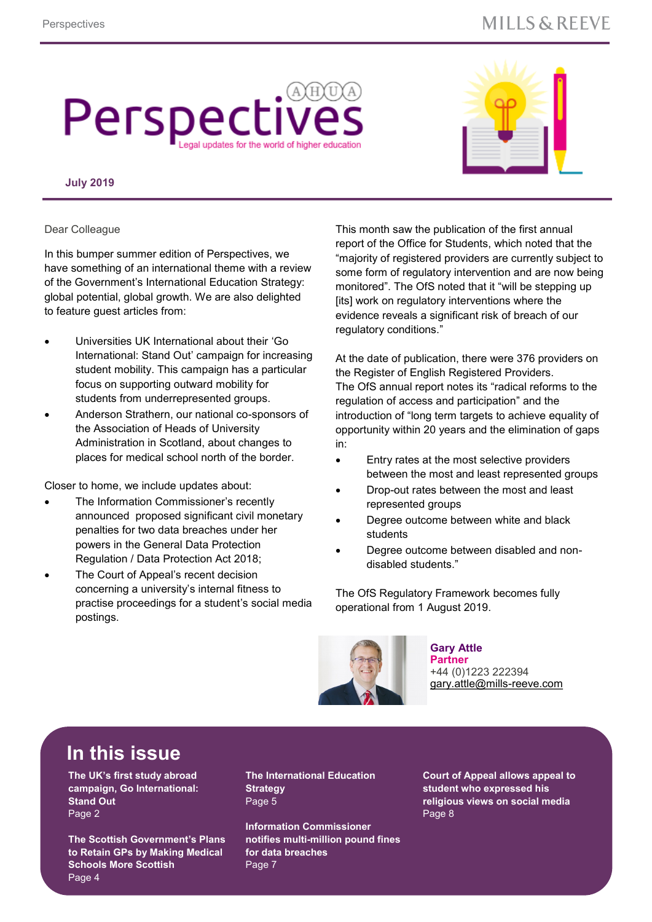# Perspectives

AHUA

Legal updates for the world of higher education

**July 2019**

Dear Colleague

In this bumper summer edition of Perspectives, we have something of an international theme with a review of the Government's International Education Strategy: global potential, global growth. We are also delighted to feature guest articles from:

- Universities UK International about their 'Go International: Stand Out' campaign for increasing student mobility. This campaign has a particular focus on supporting outward mobility for students from underrepresented groups.
- Anderson Strathern, our national co-sponsors of the Association of Heads of University Administration in Scotland, about changes to places for medical school north of the border.

Closer to home, we include updates about:

- The Information Commissioner's recently announced proposed significant civil monetary penalties for two data breaches under her powers in the General Data Protection Regulation / Data Protection Act 2018;
- The Court of Appeal's recent decision concerning a university's internal fitness to practise proceedings for a student's social media postings.

This month saw the publication of the first annual report of the Office for Students, which noted that the "majority of registered providers are currently subject to some form of regulatory intervention and are now being monitored". The OfS noted that it "will be stepping up [its] work on regulatory interventions where the evidence reveals a significant risk of breach of our regulatory conditions."

At the date of publication, there were 376 providers on the Register of English Registered Providers.
The OfS annual report notes its "radical reforms to the regulation of access and participation" and the introduction of "long term targets to achieve equality of opportunity within 20 years and the elimination of gaps in:

- Entry rates at the most selective providers between the most and least represented groups
- Drop-out rates between the most and least represented groups
- Degree outcome between white and black students
- Degree outcome between disabled and non-disabled students."

The OfS Regulatory Framework becomes fully operational from 1 August 2019.

**Gary Attle**
**Partner**
+44 (0)1223 222394
gary.attle@mills-reeve.com

## In this issue

**The UK's first study abroad campaign, Go International: Stand Out**
Page 2

**The Scottish Government's Plans to Retain GPs by Making Medical Schools More Scottish**
Page 4

**The International Education Strategy**
Page 5

**Information Commissioner notifies multi-million pound fines for data breaches**
Page 7

**Court of Appeal allows appeal to student who expressed his religious views on social media**
Page 8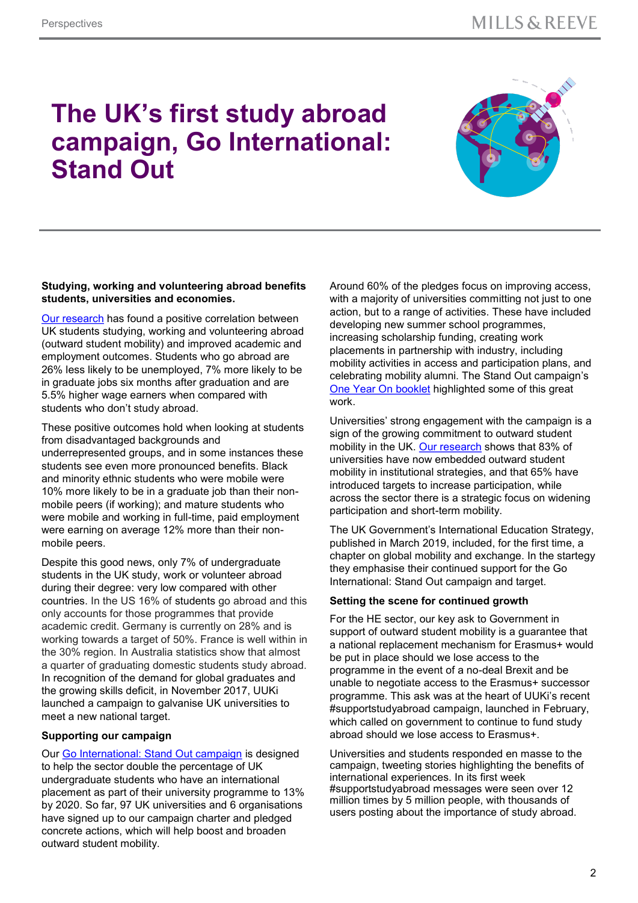# The UK's first study abroad campaign, Go International: Stand Out

**Studying, working and volunteering abroad benefits students, universities and economies.**

Our research has found a positive correlation between UK students studying, working and volunteering abroad (outward student mobility) and improved academic and employment outcomes. Students who go abroad are 26% less likely to be unemployed, 7% more likely to be in graduate jobs six months after graduation and are 5.5% higher wage earners when compared with students who don't study abroad.

These positive outcomes hold when looking at students from disadvantaged backgrounds and underrepresented groups, and in some instances these students see even more pronounced benefits. Black and minority ethnic students who were mobile were 10% more likely to be in a graduate job than their non-mobile peers (if working); and mature students who were mobile and working in full-time, paid employment were earning on average 12% more than their non-mobile peers.

Despite this good news, only 7% of undergraduate students in the UK study, work or volunteer abroad during their degree: very low compared with other countries. In the US 16% of students go abroad and this only accounts for those programmes that provide academic credit. Germany is currently on 28% and is working towards a target of 50%. France is well within in the 30% region. In Australia statistics show that almost a quarter of graduating domestic students study abroad. In recognition of the demand for global graduates and the growing skills deficit, in November 2017, UUKi launched a campaign to galvanise UK universities to meet a new national target.

**Supporting our campaign**

Our Go International: Stand Out campaign is designed to help the sector double the percentage of UK undergraduate students who have an international placement as part of their university programme to 13% by 2020. So far, 97 UK universities and 6 organisations have signed up to our campaign charter and pledged concrete actions, which will help boost and broaden outward student mobility.

Around 60% of the pledges focus on improving access, with a majority of universities committing not just to one action, but to a range of activities. These have included developing new summer school programmes, increasing scholarship funding, creating work placements in partnership with industry, including mobility activities in access and participation plans, and celebrating mobility alumni. The Stand Out campaign's One Year On booklet highlighted some of this great work.

Universities' strong engagement with the campaign is a sign of the growing commitment to outward student mobility in the UK. Our research shows that 83% of universities have now embedded outward student mobility in institutional strategies, and that 65% have introduced targets to increase participation, while across the sector there is a strategic focus on widening participation and short-term mobility.

The UK Government's International Education Strategy, published in March 2019, included, for the first time, a chapter on global mobility and exchange. In the startegy they emphasise their continued support for the Go International: Stand Out campaign and target.

**Setting the scene for continued growth**

For the HE sector, our key ask to Government in support of outward student mobility is a guarantee that a national replacement mechanism for Erasmus+ would be put in place should we lose access to the programme in the event of a no-deal Brexit and be unable to negotiate access to the Erasmus+ successor programme. This ask was at the heart of UUKi's recent #supportstudyabroad campaign, launched in February, which called on government to continue to fund study abroad should we lose access to Erasmus+.

Universities and students responded en masse to the campaign, tweeting stories highlighting the benefits of international experiences. In its first week #supportstudyabroad messages were seen over 12 million times by 5 million people, with thousands of users posting about the importance of study abroad.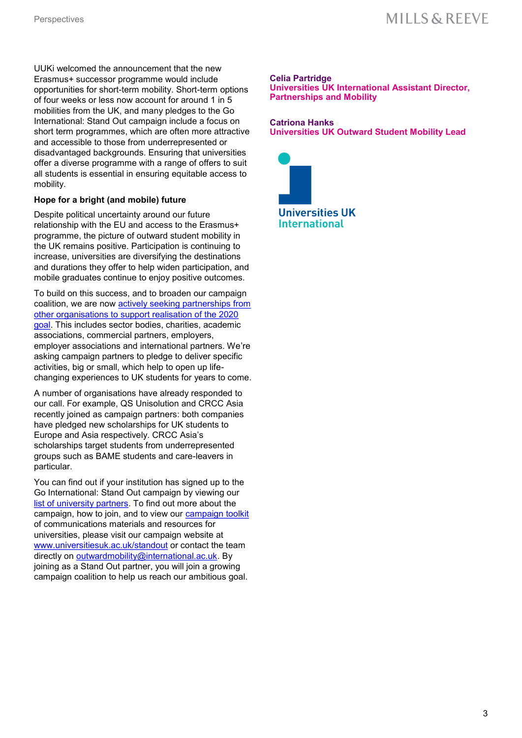UUKi welcomed the announcement that the new Erasmus+ successor programme would include opportunities for short-term mobility. Short-term options of four weeks or less now account for around 1 in 5 mobilities from the UK, and many pledges to the Go International: Stand Out campaign include a focus on short term programmes, which are often more attractive and accessible to those from underrepresented or disadvantaged backgrounds. Ensuring that universities offer a diverse programme with a range of offers to suit all students is essential in ensuring equitable access to mobility.

**Hope for a bright (and mobile) future**

Despite political uncertainty around our future relationship with the EU and access to the Erasmus+ programme, the picture of outward student mobility in the UK remains positive. Participation is continuing to increase, universities are diversifying the destinations and durations they offer to help widen participation, and mobile graduates continue to enjoy positive outcomes.

To build on this success, and to broaden our campaign coalition, we are now actively seeking partnerships from other organisations to support realisation of the 2020 goal. This includes sector bodies, charities, academic associations, commercial partners, employers, employer associations and international partners. We're asking campaign partners to pledge to deliver specific activities, big or small, which help to open up life-changing experiences to UK students for years to come.

A number of organisations have already responded to our call. For example, QS Unisolution and CRCC Asia recently joined as campaign partners: both companies have pledged new scholarships for UK students to Europe and Asia respectively. CRCC Asia's scholarships target students from underrepresented groups such as BAME students and care-leavers in particular.

You can find out if your institution has signed up to the Go International: Stand Out campaign by viewing our list of university partners. To find out more about the campaign, how to join, and to view our campaign toolkit of communications materials and resources for universities, please visit our campaign website at www.universitiesuk.ac.uk/standout or contact the team directly on outwardmobility@international.ac.uk. By joining as a Stand Out partner, you will join a growing campaign coalition to help us reach our ambitious goal.

**Celia Partridge**
**Universities UK International Assistant Director, Partnerships and Mobility**

**Catriona Hanks**
**Universities UK Outward Student Mobility Lead**

Universities UK International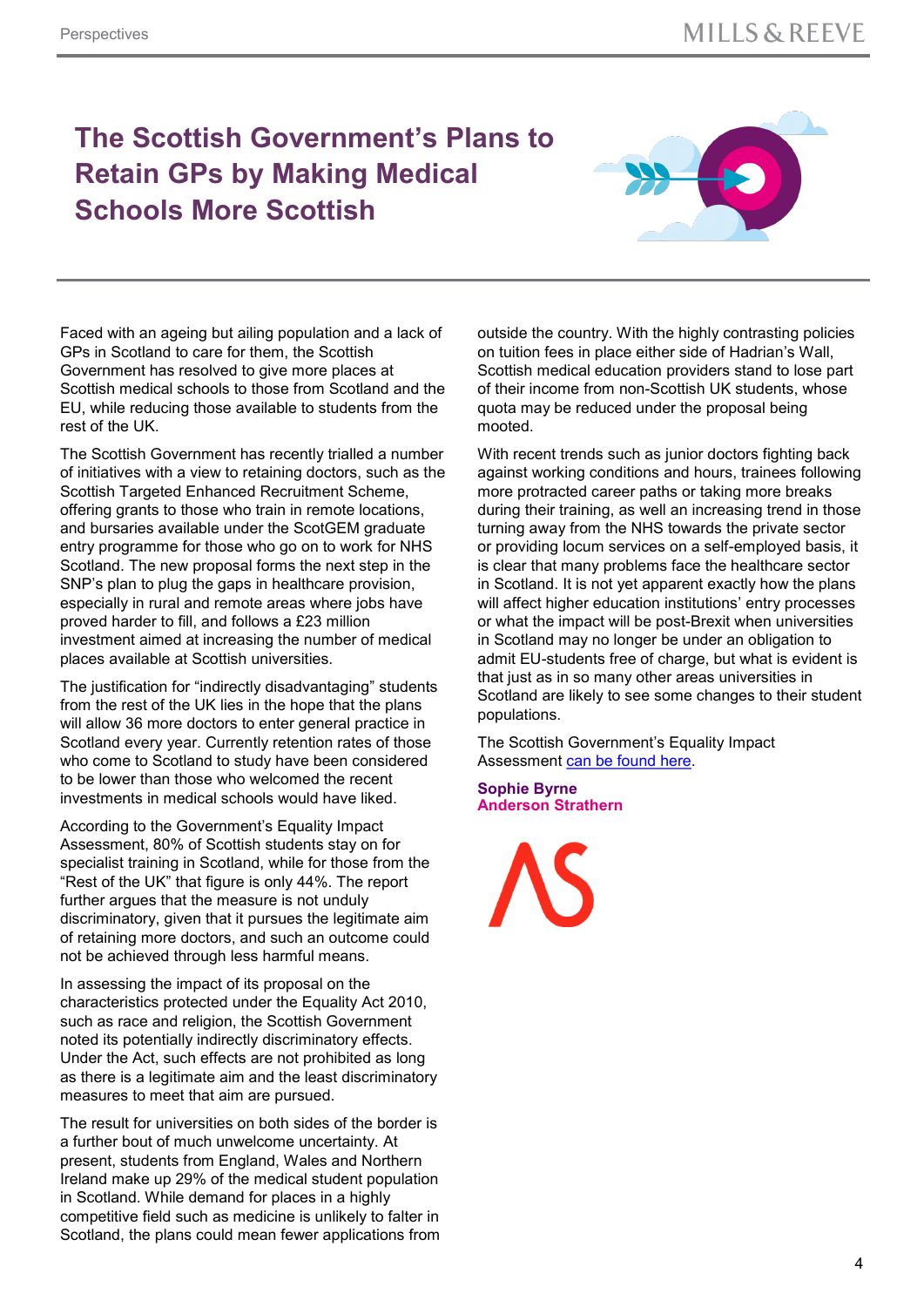# The Scottish Government's Plans to Retain GPs by Making Medical Schools More Scottish

Faced with an ageing but ailing population and a lack of GPs in Scotland to care for them, the Scottish Government has resolved to give more places at Scottish medical schools to those from Scotland and the EU, while reducing those available to students from the rest of the UK.

The Scottish Government has recently trialled a number of initiatives with a view to retaining doctors, such as the Scottish Targeted Enhanced Recruitment Scheme, offering grants to those who train in remote locations, and bursaries available under the ScotGEM graduate entry programme for those who go on to work for NHS Scotland. The new proposal forms the next step in the SNP's plan to plug the gaps in healthcare provision, especially in rural and remote areas where jobs have proved harder to fill, and follows a £23 million investment aimed at increasing the number of medical places available at Scottish universities.

The justification for "indirectly disadvantaging" students from the rest of the UK lies in the hope that the plans will allow 36 more doctors to enter general practice in Scotland every year. Currently retention rates of those who come to Scotland to study have been considered to be lower than those who welcomed the recent investments in medical schools would have liked.

According to the Government's Equality Impact Assessment, 80% of Scottish students stay on for specialist training in Scotland, while for those from the "Rest of the UK" that figure is only 44%. The report further argues that the measure is not unduly discriminatory, given that it pursues the legitimate aim of retaining more doctors, and such an outcome could not be achieved through less harmful means.

In assessing the impact of its proposal on the characteristics protected under the Equality Act 2010, such as race and religion, the Scottish Government noted its potentially indirectly discriminatory effects. Under the Act, such effects are not prohibited as long as there is a legitimate aim and the least discriminatory measures to meet that aim are pursued.

The result for universities on both sides of the border is a further bout of much unwelcome uncertainty. At present, students from England, Wales and Northern Ireland make up 29% of the medical student population in Scotland. While demand for places in a highly competitive field such as medicine is unlikely to falter in Scotland, the plans could mean fewer applications from outside the country. With the highly contrasting policies on tuition fees in place either side of Hadrian's Wall, Scottish medical education providers stand to lose part of their income from non-Scottish UK students, whose quota may be reduced under the proposal being mooted.

With recent trends such as junior doctors fighting back against working conditions and hours, trainees following more protracted career paths or taking more breaks during their training, as well an increasing trend in those turning away from the NHS towards the private sector or providing locum services on a self-employed basis, it is clear that many problems face the healthcare sector in Scotland. It is not yet apparent exactly how the plans will affect higher education institutions' entry processes or what the impact will be post-Brexit when universities in Scotland may no longer be under an obligation to admit EU-students free of charge, but what is evident is that just as in so many other areas universities in Scotland are likely to see some changes to their student populations.

The Scottish Government's Equality Impact Assessment can be found here.

**Sophie Byrne**
**Anderson Strathern**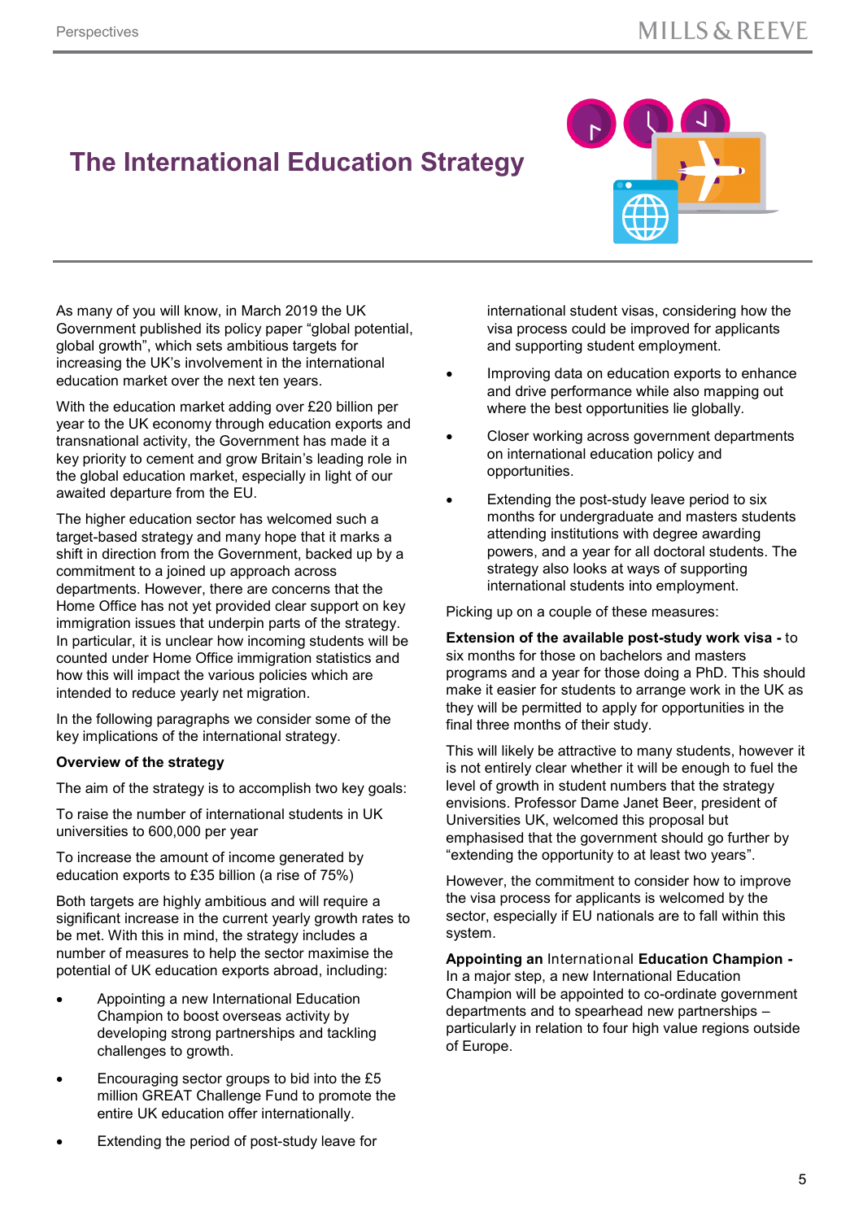# The International Education Strategy

As many of you will know, in March 2019 the UK Government published its policy paper "global potential, global growth", which sets ambitious targets for increasing the UK's involvement in the international education market over the next ten years.

With the education market adding over £20 billion per year to the UK economy through education exports and transnational activity, the Government has made it a key priority to cement and grow Britain's leading role in the global education market, especially in light of our awaited departure from the EU.

The higher education sector has welcomed such a target-based strategy and many hope that it marks a shift in direction from the Government, backed up by a commitment to a joined up approach across departments. However, there are concerns that the Home Office has not yet provided clear support on key immigration issues that underpin parts of the strategy. In particular, it is unclear how incoming students will be counted under Home Office immigration statistics and how this will impact the various policies which are intended to reduce yearly net migration.

In the following paragraphs we consider some of the key implications of the international strategy.

**Overview of the strategy**

The aim of the strategy is to accomplish two key goals:

To raise the number of international students in UK universities to 600,000 per year

To increase the amount of income generated by education exports to £35 billion (a rise of 75%)

Both targets are highly ambitious and will require a significant increase in the current yearly growth rates to be met. With this in mind, the strategy includes a number of measures to help the sector maximise the potential of UK education exports abroad, including:

- Appointing a new International Education Champion to boost overseas activity by developing strong partnerships and tackling challenges to growth.
- Encouraging sector groups to bid into the £5 million GREAT Challenge Fund to promote the entire UK education offer internationally.
- Extending the period of post-study leave for international student visas, considering how the visa process could be improved for applicants and supporting student employment.
- Improving data on education exports to enhance and drive performance while also mapping out where the best opportunities lie globally.
- Closer working across government departments on international education policy and opportunities.
- Extending the post-study leave period to six months for undergraduate and masters students attending institutions with degree awarding powers, and a year for all doctoral students. The strategy also looks at ways of supporting international students into employment.

Picking up on a couple of these measures:

**Extension of the available post-study work visa -** to six months for those on bachelors and masters programs and a year for those doing a PhD. This should make it easier for students to arrange work in the UK as they will be permitted to apply for opportunities in the final three months of their study.

This will likely be attractive to many students, however it is not entirely clear whether it will be enough to fuel the level of growth in student numbers that the strategy envisions. Professor Dame Janet Beer, president of Universities UK, welcomed this proposal but emphasised that the government should go further by "extending the opportunity to at least two years".

However, the commitment to consider how to improve the visa process for applicants is welcomed by the sector, especially if EU nationals are to fall within this system.

**Appointing an** International **Education Champion -** In a major step, a new International Education Champion will be appointed to co-ordinate government departments and to spearhead new partnerships – particularly in relation to four high value regions outside of Europe.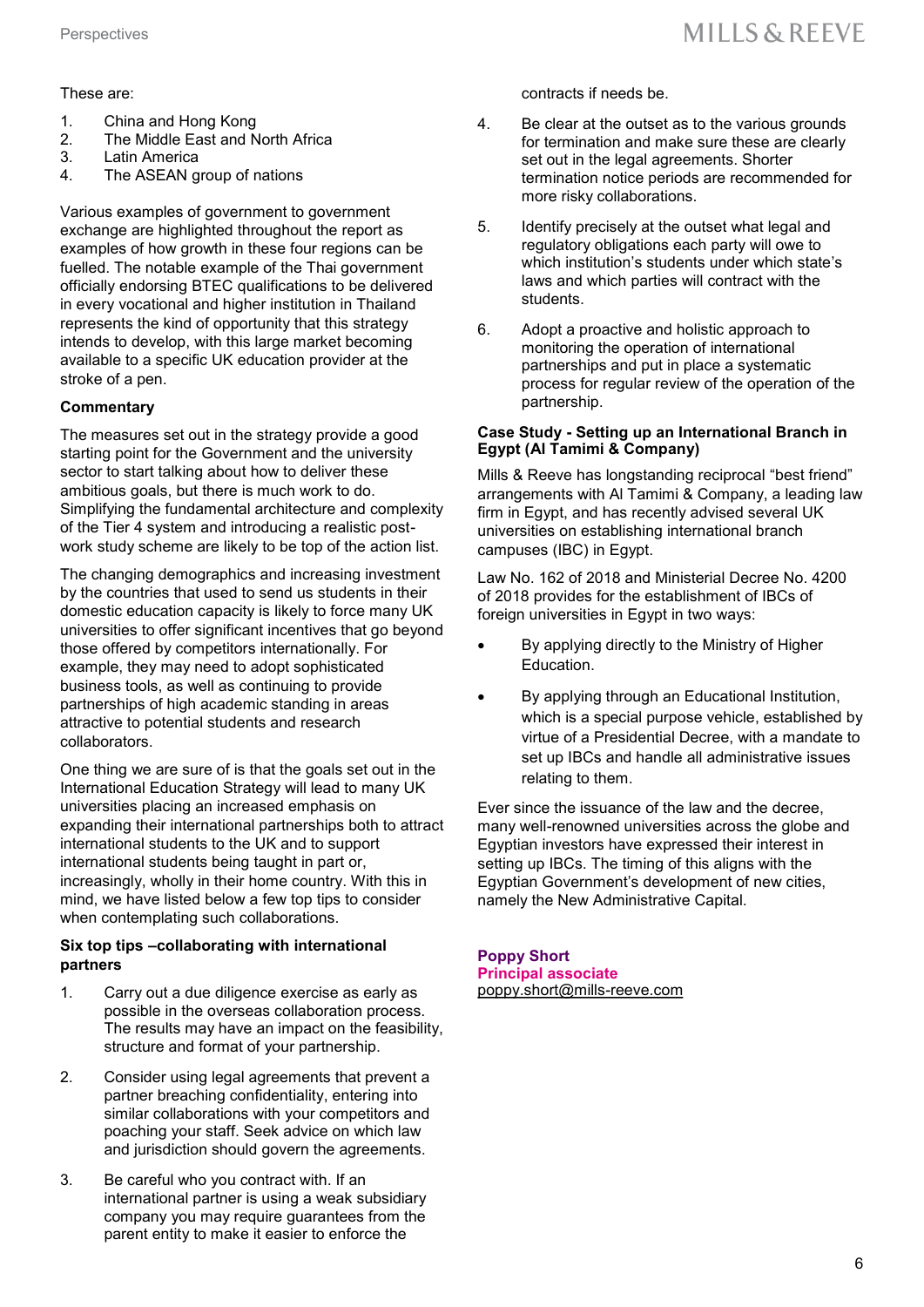These are:

1. China and Hong Kong
2. The Middle East and North Africa
3. Latin America
4. The ASEAN group of nations

Various examples of government to government exchange are highlighted throughout the report as examples of how growth in these four regions can be fuelled. The notable example of the Thai government officially endorsing BTEC qualifications to be delivered in every vocational and higher institution in Thailand represents the kind of opportunity that this strategy intends to develop, with this large market becoming available to a specific UK education provider at the stroke of a pen.

**Commentary**

The measures set out in the strategy provide a good starting point for the Government and the university sector to start talking about how to deliver these ambitious goals, but there is much work to do. Simplifying the fundamental architecture and complexity of the Tier 4 system and introducing a realistic post-work study scheme are likely to be top of the action list.

The changing demographics and increasing investment by the countries that used to send us students in their domestic education capacity is likely to force many UK universities to offer significant incentives that go beyond those offered by competitors internationally. For example, they may need to adopt sophisticated business tools, as well as continuing to provide partnerships of high academic standing in areas attractive to potential students and research collaborators.

One thing we are sure of is that the goals set out in the International Education Strategy will lead to many UK universities placing an increased emphasis on expanding their international partnerships both to attract international students to the UK and to support international students being taught in part or, increasingly, wholly in their home country. With this in mind, we have listed below a few top tips to consider when contemplating such collaborations.

**Six top tips –collaborating with international partners**

1. Carry out a due diligence exercise as early as possible in the overseas collaboration process. The results may have an impact on the feasibility, structure and format of your partnership.
2. Consider using legal agreements that prevent a partner breaching confidentiality, entering into similar collaborations with your competitors and poaching your staff. Seek advice on which law and jurisdiction should govern the agreements.
3. Be careful who you contract with. If an international partner is using a weak subsidiary company you may require guarantees from the parent entity to make it easier to enforce the contracts if needs be.
4. Be clear at the outset as to the various grounds for termination and make sure these are clearly set out in the legal agreements. Shorter termination notice periods are recommended for more risky collaborations.
5. Identify precisely at the outset what legal and regulatory obligations each party will owe to which institution's students under which state's laws and which parties will contract with the students.
6. Adopt a proactive and holistic approach to monitoring the operation of international partnerships and put in place a systematic process for regular review of the operation of the partnership.

**Case Study - Setting up an International Branch in Egypt (Al Tamimi & Company)**

Mills & Reeve has longstanding reciprocal "best friend" arrangements with Al Tamimi & Company, a leading law firm in Egypt, and has recently advised several UK universities on establishing international branch campuses (IBC) in Egypt.

Law No. 162 of 2018 and Ministerial Decree No. 4200 of 2018 provides for the establishment of IBCs of foreign universities in Egypt in two ways:

- By applying directly to the Ministry of Higher Education.
- By applying through an Educational Institution, which is a special purpose vehicle, established by virtue of a Presidential Decree, with a mandate to set up IBCs and handle all administrative issues relating to them.

Ever since the issuance of the law and the decree, many well-renowned universities across the globe and Egyptian investors have expressed their interest in setting up IBCs. The timing of this aligns with the Egyptian Government's development of new cities, namely the New Administrative Capital.

**Poppy Short**
**Principal associate**
poppy.short@mills-reeve.com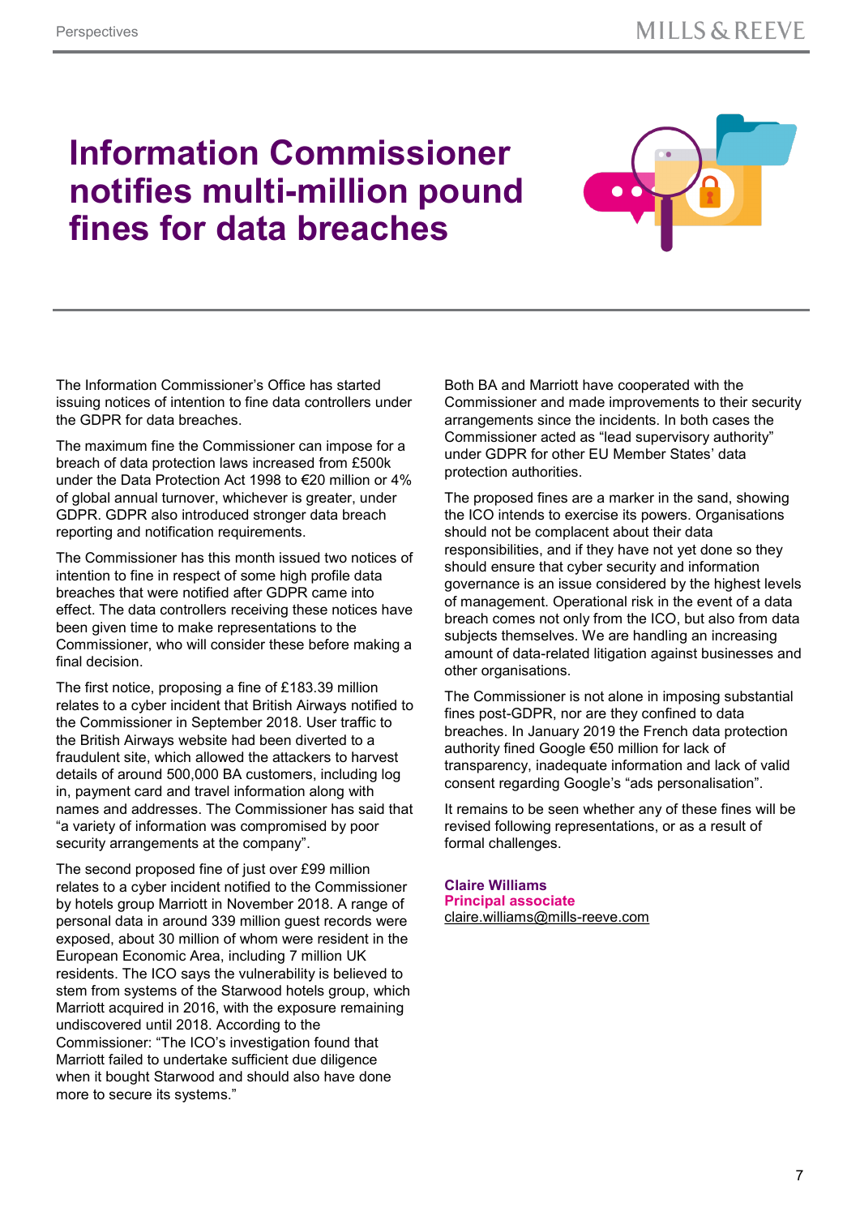# Information Commissioner notifies multi-million pound fines for data breaches

The Information Commissioner's Office has started issuing notices of intention to fine data controllers under the GDPR for data breaches.

The maximum fine the Commissioner can impose for a breach of data protection laws increased from £500k under the Data Protection Act 1998 to €20 million or 4% of global annual turnover, whichever is greater, under GDPR. GDPR also introduced stronger data breach reporting and notification requirements.

The Commissioner has this month issued two notices of intention to fine in respect of some high profile data breaches that were notified after GDPR came into effect. The data controllers receiving these notices have been given time to make representations to the Commissioner, who will consider these before making a final decision.

The first notice, proposing a fine of £183.39 million relates to a cyber incident that British Airways notified to the Commissioner in September 2018. User traffic to the British Airways website had been diverted to a fraudulent site, which allowed the attackers to harvest details of around 500,000 BA customers, including log in, payment card and travel information along with names and addresses. The Commissioner has said that "a variety of information was compromised by poor security arrangements at the company".

The second proposed fine of just over £99 million relates to a cyber incident notified to the Commissioner by hotels group Marriott in November 2018. A range of personal data in around 339 million guest records were exposed, about 30 million of whom were resident in the European Economic Area, including 7 million UK residents. The ICO says the vulnerability is believed to stem from systems of the Starwood hotels group, which Marriott acquired in 2016, with the exposure remaining undiscovered until 2018. According to the Commissioner: "The ICO's investigation found that Marriott failed to undertake sufficient due diligence when it bought Starwood and should also have done more to secure its systems."

Both BA and Marriott have cooperated with the Commissioner and made improvements to their security arrangements since the incidents. In both cases the Commissioner acted as "lead supervisory authority" under GDPR for other EU Member States' data protection authorities.

The proposed fines are a marker in the sand, showing the ICO intends to exercise its powers. Organisations should not be complacent about their data responsibilities, and if they have not yet done so they should ensure that cyber security and information governance is an issue considered by the highest levels of management. Operational risk in the event of a data breach comes not only from the ICO, but also from data subjects themselves. We are handling an increasing amount of data-related litigation against businesses and other organisations.

The Commissioner is not alone in imposing substantial fines post-GDPR, nor are they confined to data breaches. In January 2019 the French data protection authority fined Google €50 million for lack of transparency, inadequate information and lack of valid consent regarding Google's "ads personalisation".

It remains to be seen whether any of these fines will be revised following representations, or as a result of formal challenges.

**Claire Williams**
**Principal associate**
claire.williams@mills-reeve.com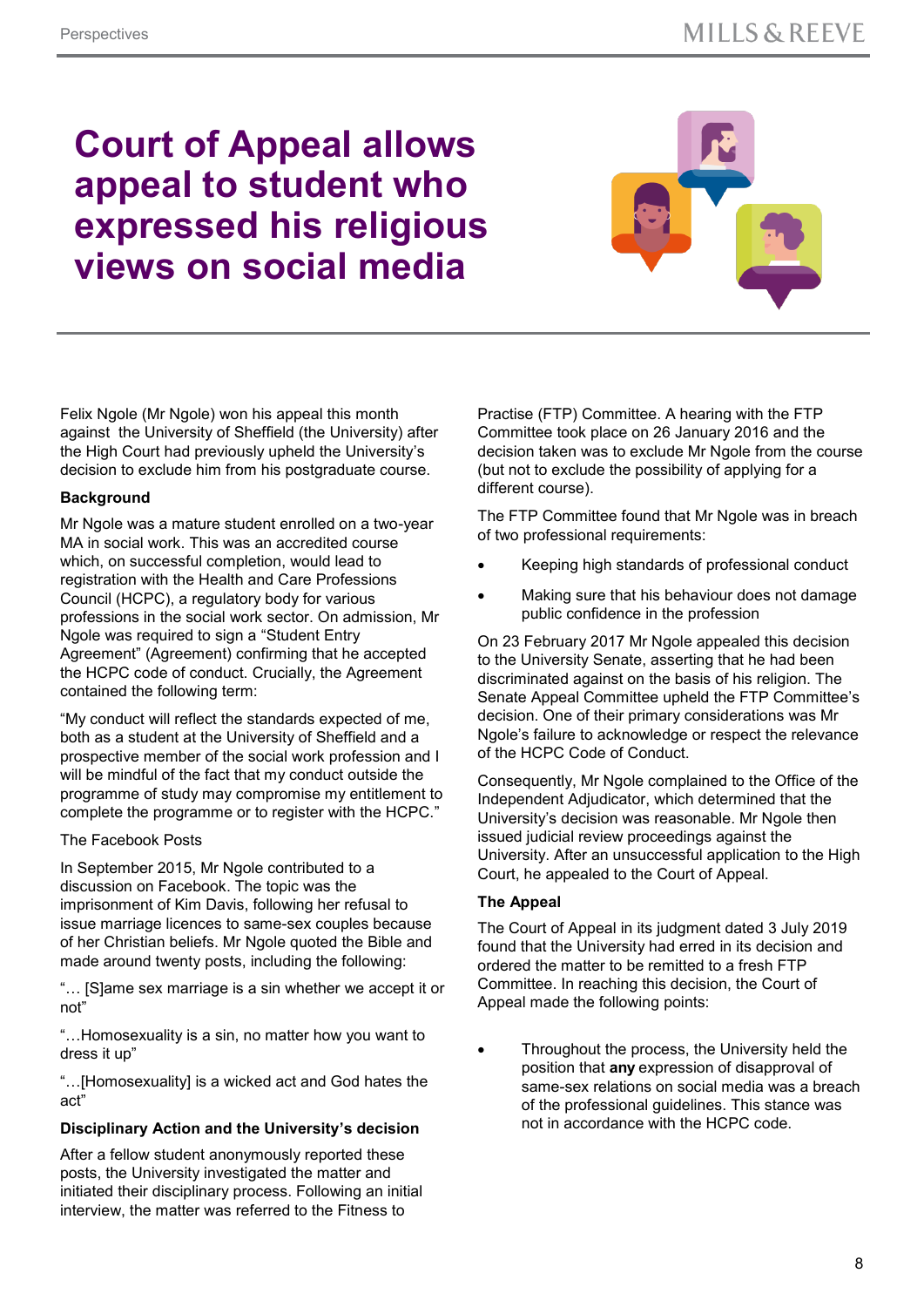# Court of Appeal allows appeal to student who expressed his religious views on social media

Felix Ngole (Mr Ngole) won his appeal this month against the University of Sheffield (the University) after the High Court had previously upheld the University's decision to exclude him from his postgraduate course.

**Background**

Mr Ngole was a mature student enrolled on a two-year MA in social work. This was an accredited course which, on successful completion, would lead to registration with the Health and Care Professions Council (HCPC), a regulatory body for various professions in the social work sector. On admission, Mr Ngole was required to sign a "Student Entry Agreement" (Agreement) confirming that he accepted the HCPC code of conduct. Crucially, the Agreement contained the following term:

"My conduct will reflect the standards expected of me, both as a student at the University of Sheffield and a prospective member of the social work profession and I will be mindful of the fact that my conduct outside the programme of study may compromise my entitlement to complete the programme or to register with the HCPC."

The Facebook Posts

In September 2015, Mr Ngole contributed to a discussion on Facebook. The topic was the imprisonment of Kim Davis, following her refusal to issue marriage licences to same-sex couples because of her Christian beliefs. Mr Ngole quoted the Bible and made around twenty posts, including the following:

"… [S]ame sex marriage is a sin whether we accept it or not"

"…Homosexuality is a sin, no matter how you want to dress it up"

"…[Homosexuality] is a wicked act and God hates the act"

**Disciplinary Action and the University's decision**

After a fellow student anonymously reported these posts, the University investigated the matter and initiated their disciplinary process. Following an initial interview, the matter was referred to the Fitness to Practise (FTP) Committee. A hearing with the FTP Committee took place on 26 January 2016 and the decision taken was to exclude Mr Ngole from the course (but not to exclude the possibility of applying for a different course).

The FTP Committee found that Mr Ngole was in breach of two professional requirements:

- Keeping high standards of professional conduct
- Making sure that his behaviour does not damage public confidence in the profession

On 23 February 2017 Mr Ngole appealed this decision to the University Senate, asserting that he had been discriminated against on the basis of his religion. The Senate Appeal Committee upheld the FTP Committee's decision. One of their primary considerations was Mr Ngole's failure to acknowledge or respect the relevance of the HCPC Code of Conduct.

Consequently, Mr Ngole complained to the Office of the Independent Adjudicator, which determined that the University's decision was reasonable. Mr Ngole then issued judicial review proceedings against the University. After an unsuccessful application to the High Court, he appealed to the Court of Appeal.

**The Appeal**

The Court of Appeal in its judgment dated 3 July 2019 found that the University had erred in its decision and ordered the matter to be remitted to a fresh FTP Committee. In reaching this decision, the Court of Appeal made the following points:

- Throughout the process, the University held the position that **any** expression of disapproval of same-sex relations on social media was a breach of the professional guidelines. This stance was not in accordance with the HCPC code.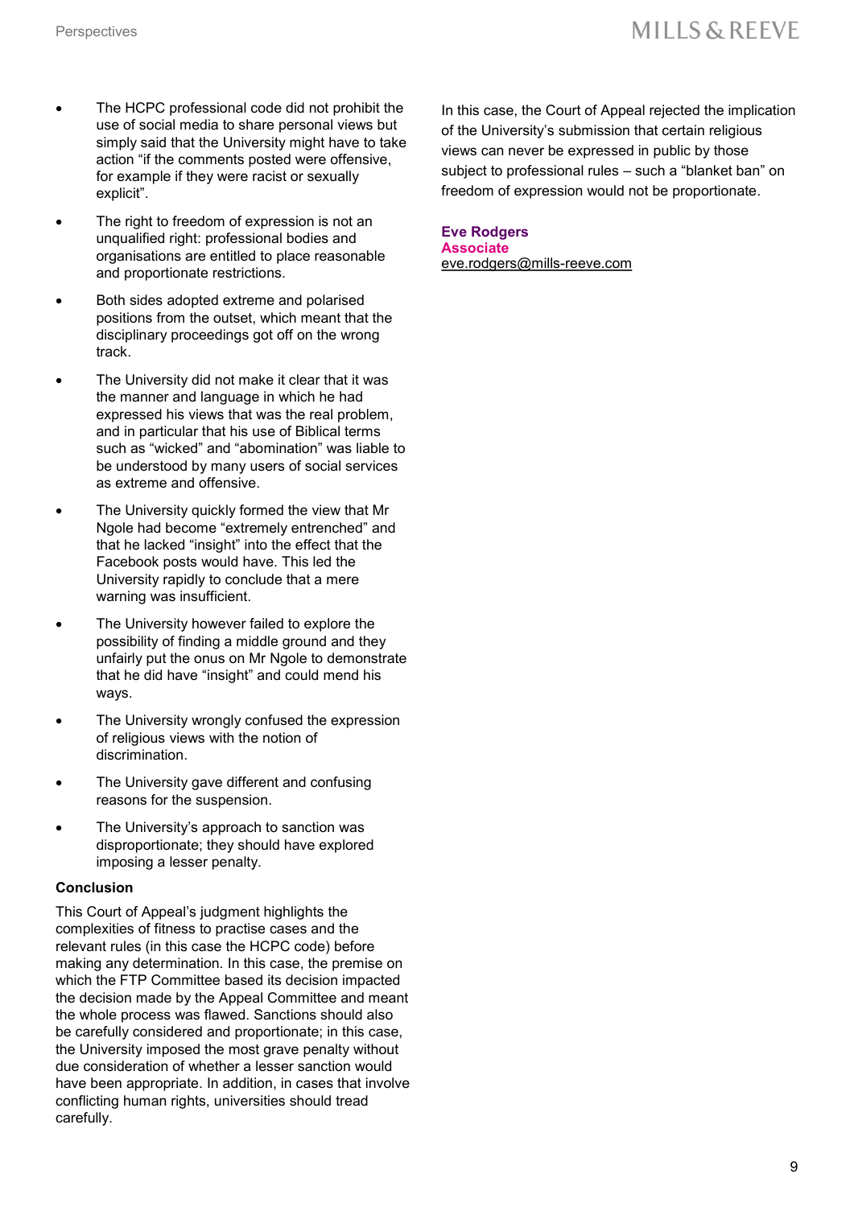- The HCPC professional code did not prohibit the use of social media to share personal views but simply said that the University might have to take action "if the comments posted were offensive, for example if they were racist or sexually explicit".
- The right to freedom of expression is not an unqualified right: professional bodies and organisations are entitled to place reasonable and proportionate restrictions.
- Both sides adopted extreme and polarised positions from the outset, which meant that the disciplinary proceedings got off on the wrong track.
- The University did not make it clear that it was the manner and language in which he had expressed his views that was the real problem, and in particular that his use of Biblical terms such as "wicked" and "abomination" was liable to be understood by many users of social services as extreme and offensive.
- The University quickly formed the view that Mr Ngole had become "extremely entrenched" and that he lacked "insight" into the effect that the Facebook posts would have. This led the University rapidly to conclude that a mere warning was insufficient.
- The University however failed to explore the possibility of finding a middle ground and they unfairly put the onus on Mr Ngole to demonstrate that he did have "insight" and could mend his ways.
- The University wrongly confused the expression of religious views with the notion of discrimination.
- The University gave different and confusing reasons for the suspension.
- The University's approach to sanction was disproportionate; they should have explored imposing a lesser penalty.

**Conclusion**

This Court of Appeal's judgment highlights the complexities of fitness to practise cases and the relevant rules (in this case the HCPC code) before making any determination. In this case, the premise on which the FTP Committee based its decision impacted the decision made by the Appeal Committee and meant the whole process was flawed. Sanctions should also be carefully considered and proportionate; in this case, the University imposed the most grave penalty without due consideration of whether a lesser sanction would have been appropriate. In addition, in cases that involve conflicting human rights, universities should tread carefully.

In this case, the Court of Appeal rejected the implication of the University's submission that certain religious views can never be expressed in public by those subject to professional rules – such a "blanket ban" on freedom of expression would not be proportionate.

**Eve Rodgers**
**Associate**
eve.rodgers@mills-reeve.com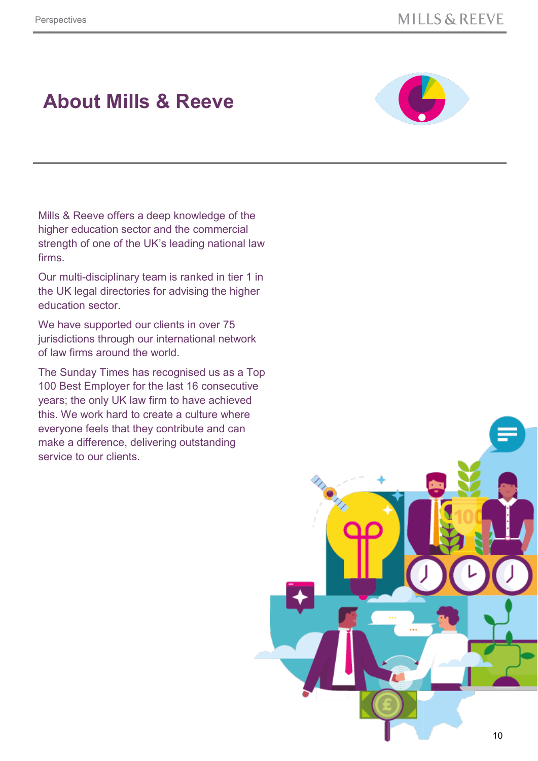# About Mills & Reeve

Mills & Reeve offers a deep knowledge of the higher education sector and the commercial strength of one of the UK's leading national law firms.

Our multi-disciplinary team is ranked in tier 1 in the UK legal directories for advising the higher education sector.

We have supported our clients in over 75 jurisdictions through our international network of law firms around the world.

The Sunday Times has recognised us as a Top 100 Best Employer for the last 16 consecutive years; the only UK law firm to have achieved this. We work hard to create a culture where everyone feels that they contribute and can make a difference, delivering outstanding service to our clients.